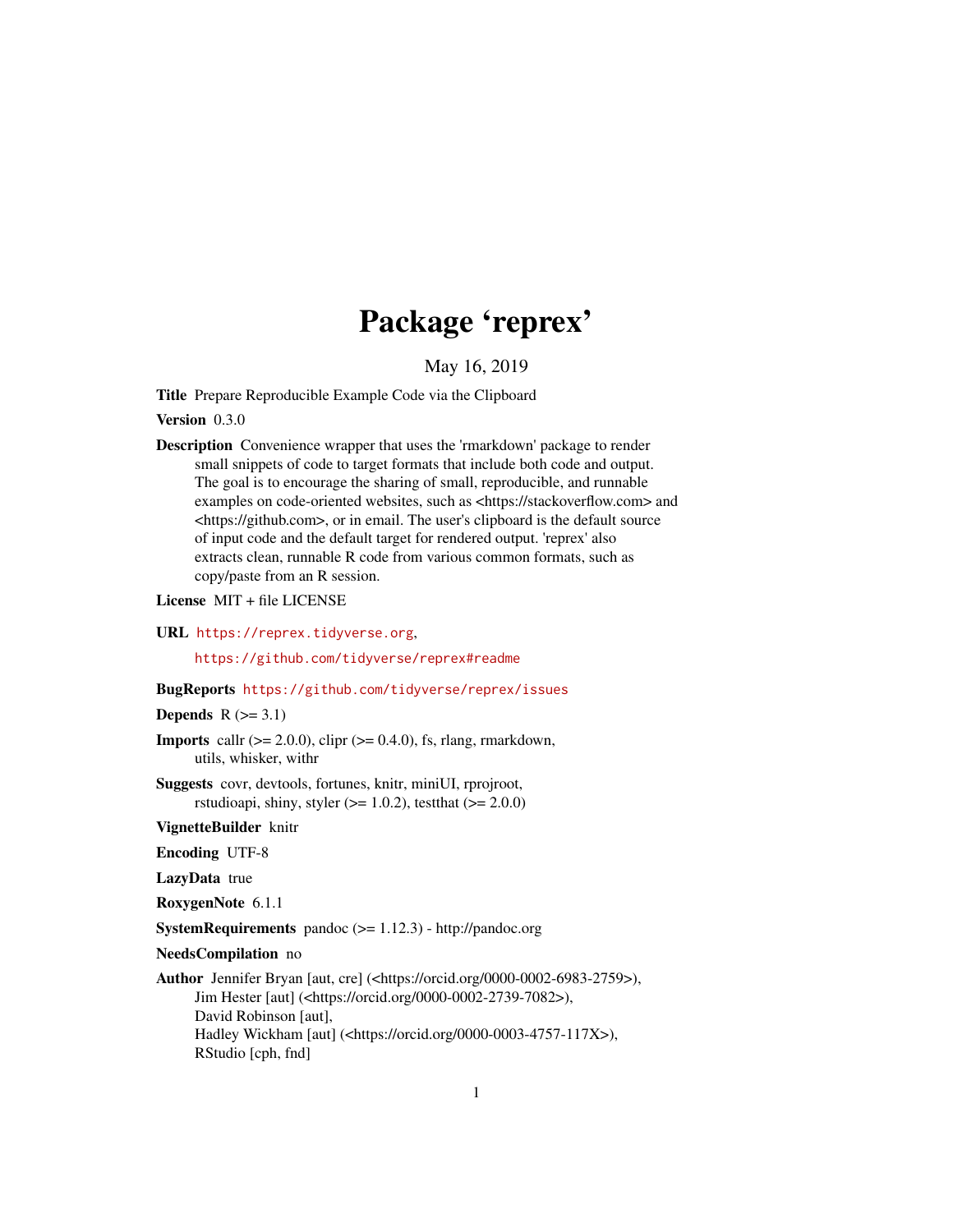# Package 'reprex'

May 16, 2019

**Title** Prepare Reproducible Example Code via the Clipboard

**Version** 0.3.0

**Description** Convenience wrapper that uses the 'rmarkdown' package to render small snippets of code to target formats that include both code and output. The goal is to encourage the sharing of small, reproducible, and runnable examples on code-oriented websites, such as <https://stackoverflow.com> and <https://github.com>, or in email. The user's clipboard is the default source of input code and the default target for rendered output. 'reprex' also extracts clean, runnable R code from various common formats, such as copy/paste from an R session.

**License** MIT + file LICENSE

**URL** https://reprex.tidyverse.org,

https://github.com/tidyverse/reprex#readme

**BugReports** https://github.com/tidyverse/reprex/issues

**Depends** R (>= 3.1)

**Imports** callr (>= 2.0.0), clipr (>= 0.4.0), fs, rlang, rmarkdown, utils, whisker, withr

**Suggests** covr, devtools, fortunes, knitr, miniUI, rprojroot, rstudioapi, shiny, styler (>= 1.0.2), testthat (>= 2.0.0)

**VignetteBuilder** knitr

**Encoding** UTF-8

**LazyData** true

**RoxygenNote** 6.1.1

**SystemRequirements** pandoc (>= 1.12.3) - http://pandoc.org

**NeedsCompilation** no

**Author** Jennifer Bryan [aut, cre] (<https://orcid.org/0000-0002-6983-2759>), Jim Hester [aut] (<https://orcid.org/0000-0002-2739-7082>), David Robinson [aut], Hadley Wickham [aut] (<https://orcid.org/0000-0003-4757-117X>), RStudio [cph, fnd]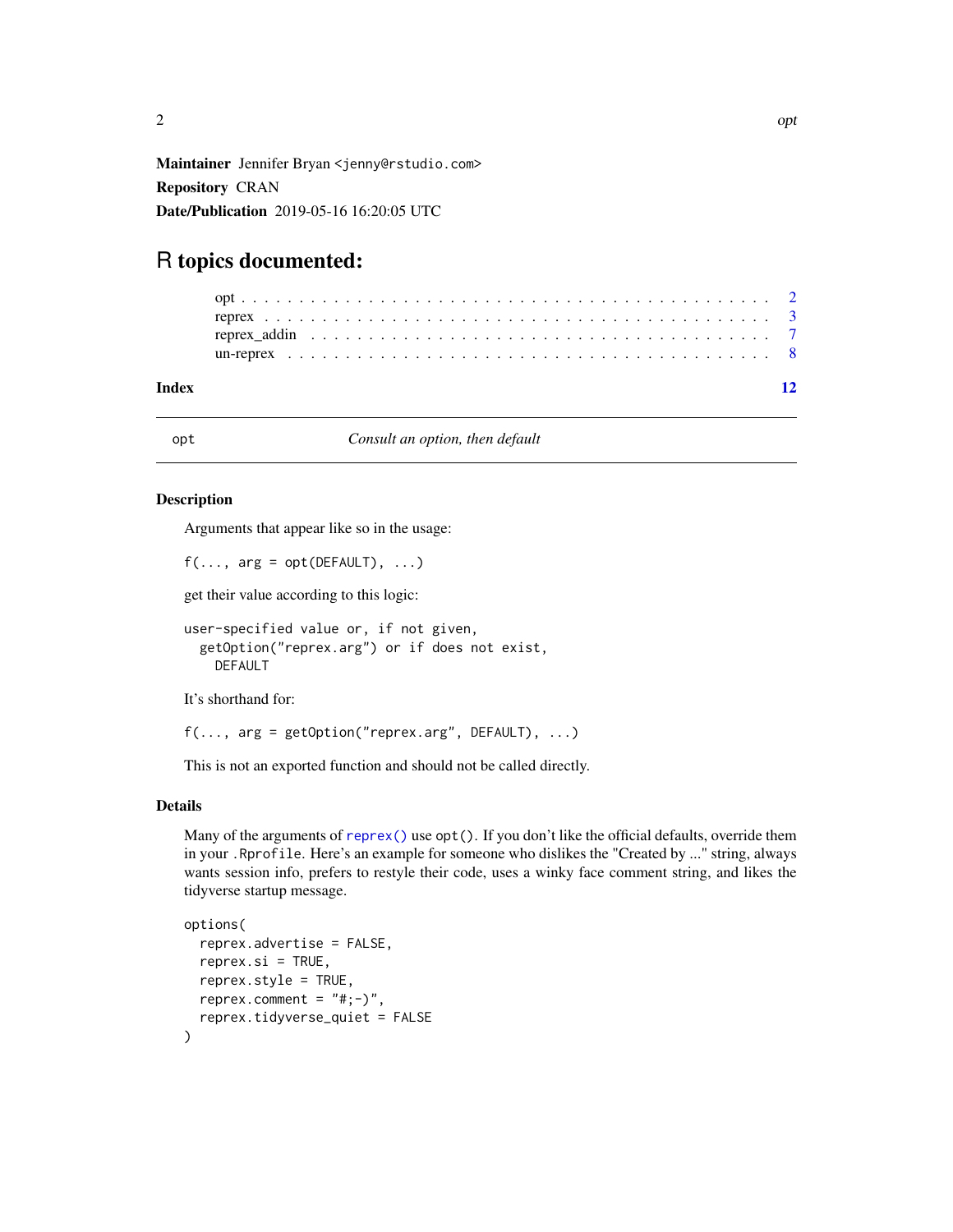**Maintainer** Jennifer Bryan <jenny@rstudio.com>

**Repository** CRAN

**Date/Publication** 2019-05-16 16:20:05 UTC

# R topics documented:

- opt . . . . . . . . . . . . . . . . . . . . . . . . . . . . . . . . . . . . . . . . . . 2
- reprex . . . . . . . . . . . . . . . . . . . . . . . . . . . . . . . . . . . . . . . . . 3
- reprex_addin . . . . . . . . . . . . . . . . . . . . . . . . . . . . . . . . . . . . . 7
- un-reprex . . . . . . . . . . . . . . . . . . . . . . . . . . . . . . . . . . . . . . . 8

**Index** **12**

---

## opt — *Consult an option, then default*

---

### Description

Arguments that appear like so in the usage:

```
f(..., arg = opt(DEFAULT), ...)
```

get their value according to this logic:

```
user-specified value or, if not given,
  getOption("reprex.arg") or if does not exist,
    DEFAULT
```

It's shorthand for:

```
f(..., arg = getOption("reprex.arg", DEFAULT), ...)
```

This is not an exported function and should not be called directly.

### Details

Many of the arguments of `reprex()` use `opt()`. If you don't like the official defaults, override them in your `.Rprofile`. Here's an example for someone who dislikes the "Created by ..." string, always wants session info, prefers to restyle their code, uses a winky face comment string, and likes the tidyverse startup message.

```
options(
  reprex.advertise = FALSE,
  reprex.si = TRUE,
  reprex.style = TRUE,
  reprex.comment = "#;-)",
  reprex.tidyverse_quiet = FALSE
)
```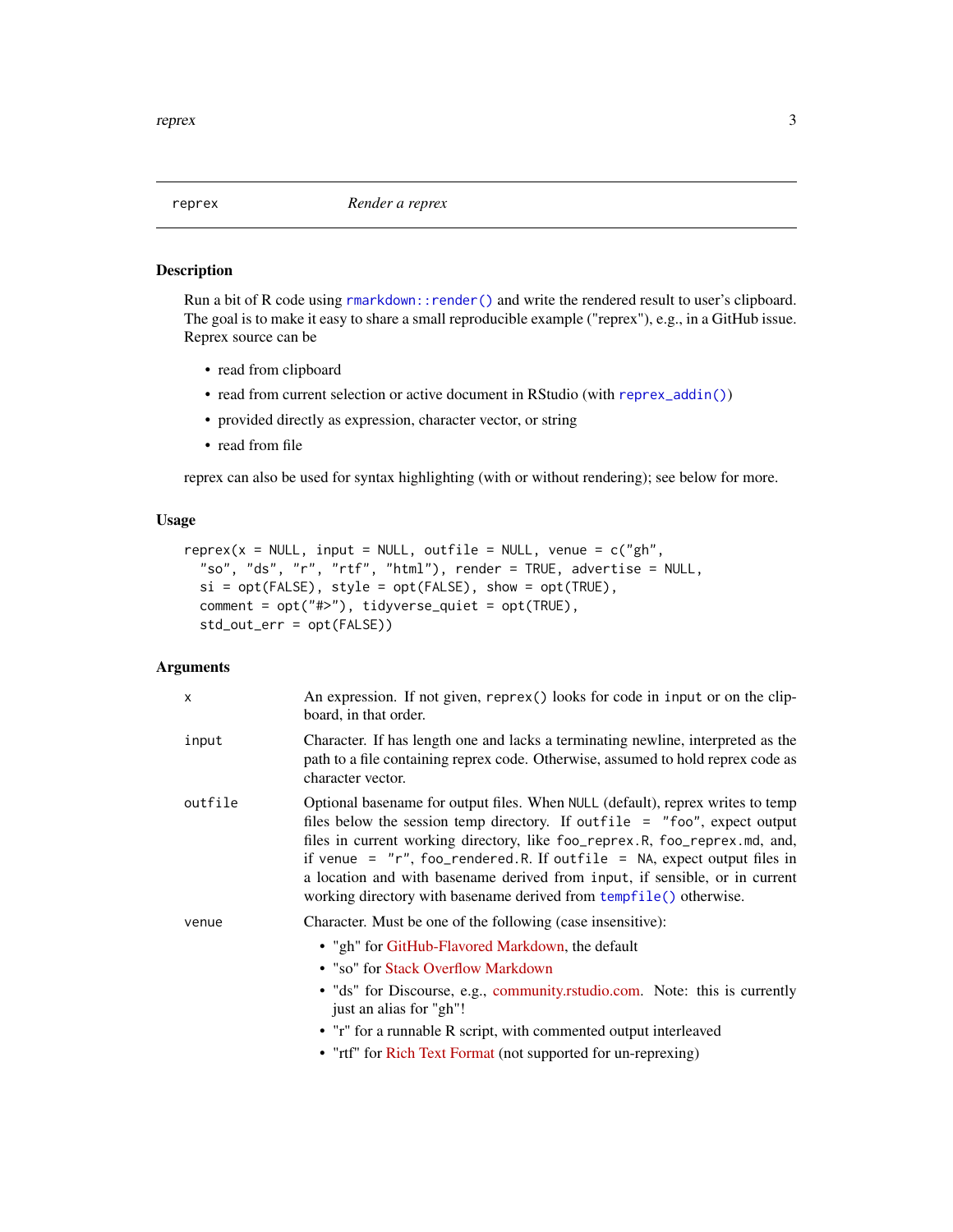reprex — *Render a reprex*

## Description

Run a bit of R code using `rmarkdown::render()` and write the rendered result to user's clipboard. The goal is to make it easy to share a small reproducible example ("reprex"), e.g., in a GitHub issue. Reprex source can be

- read from clipboard
- read from current selection or active document in RStudio (with `reprex_addin()`)
- provided directly as expression, character vector, or string
- read from file

reprex can also be used for syntax highlighting (with or without rendering); see below for more.

## Usage

```
reprex(x = NULL, input = NULL, outfile = NULL, venue = c("gh",
  "so", "ds", "r", "rtf", "html"), render = TRUE, advertise = NULL,
  si = opt(FALSE), style = opt(FALSE), show = opt(TRUE),
  comment = opt("#>"), tidyverse_quiet = opt(TRUE),
  std_out_err = opt(FALSE))
```

## Arguments

`x`
: An expression. If not given, `reprex()` looks for code in `input` or on the clipboard, in that order.

`input`
: Character. If has length one and lacks a terminating newline, interpreted as the path to a file containing reprex code. Otherwise, assumed to hold reprex code as character vector.

`outfile`
: Optional basename for output files. When `NULL` (default), reprex writes to temp files below the session temp directory. If `outfile = "foo"`, expect output files in current working directory, like `foo_reprex.R`, `foo_reprex.md`, and, if `venue = "r"`, `foo_rendered.R`. If `outfile = NA`, expect output files in a location and with basename derived from `input`, if sensible, or in current working directory with basename derived from `tempfile()` otherwise.

`venue`
: Character. Must be one of the following (case insensitive):

  - "gh" for GitHub-Flavored Markdown, the default
  - "so" for Stack Overflow Markdown
  - "ds" for Discourse, e.g., community.rstudio.com. Note: this is currently just an alias for "gh"!
  - "r" for a runnable R script, with commented output interleaved
  - "rtf" for Rich Text Format (not supported for un-reprexing)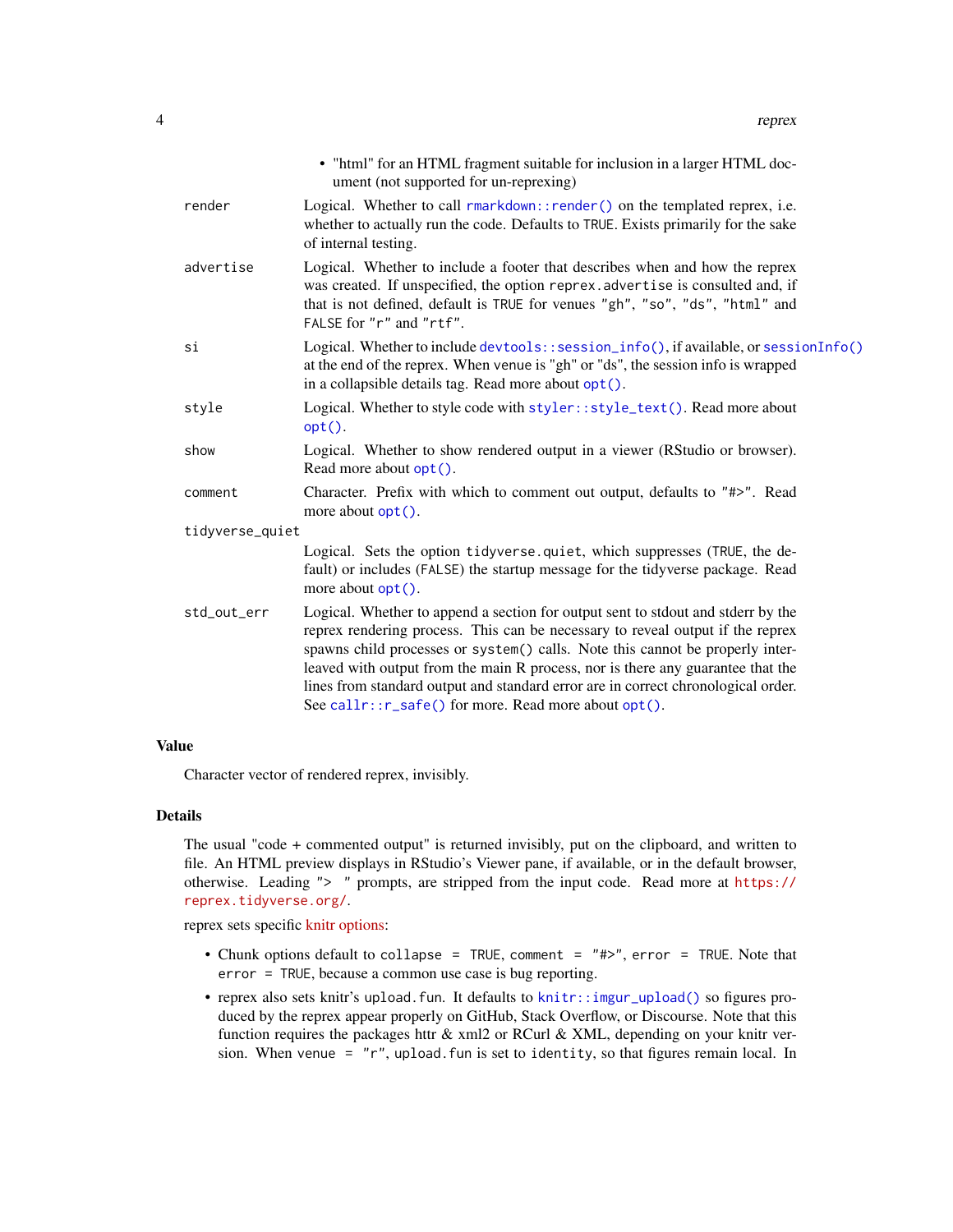- "html" for an HTML fragment suitable for inclusion in a larger HTML document (not supported for un-reprexing)

| | |
|---|---|
| `render` | Logical. Whether to call `rmarkdown::render()` on the templated reprex, i.e. whether to actually run the code. Defaults to `TRUE`. Exists primarily for the sake of internal testing. |
| `advertise` | Logical. Whether to include a footer that describes when and how the reprex was created. If unspecified, the option `reprex.advertise` is consulted and, if that is not defined, default is `TRUE` for venues `"gh"`, `"so"`, `"ds"`, `"html"` and `FALSE` for `"r"` and `"rtf"`. |
| `si` | Logical. Whether to include `devtools::session_info()`, if available, or `sessionInfo()` at the end of the reprex. When venue is "gh" or "ds", the session info is wrapped in a collapsible details tag. Read more about `opt()`. |
| `style` | Logical. Whether to style code with `styler::style_text()`. Read more about `opt()`. |
| `show` | Logical. Whether to show rendered output in a viewer (RStudio or browser). Read more about `opt()`. |
| `comment` | Character. Prefix with which to comment out output, defaults to `"#>"`. Read more about `opt()`. |
| `tidyverse_quiet` | Logical. Sets the option `tidyverse.quiet`, which suppresses (`TRUE`, the default) or includes (`FALSE`) the startup message for the tidyverse package. Read more about `opt()`. |
| `std_out_err` | Logical. Whether to append a section for output sent to stdout and stderr by the reprex rendering process. This can be necessary to reveal output if the reprex spawns child processes or `system()` calls. Note this cannot be properly interleaved with output from the main R process, nor is there any guarantee that the lines from standard output and standard error are in correct chronological order. See `callr::r_safe()` for more. Read more about `opt()`. |

## Value

Character vector of rendered reprex, invisibly.

## Details

The usual "code + commented output" is returned invisibly, put on the clipboard, and written to file. An HTML preview displays in RStudio's Viewer pane, if available, or in the default browser, otherwise. Leading `"> "` prompts, are stripped from the input code. Read more at https://reprex.tidyverse.org/.

reprex sets specific knitr options:

- Chunk options default to `collapse = TRUE`, `comment = "#>"`, `error = TRUE`. Note that `error = TRUE`, because a common use case is bug reporting.
- reprex also sets knitr's `upload.fun`. It defaults to `knitr::imgur_upload()` so figures produced by the reprex appear properly on GitHub, Stack Overflow, or Discourse. Note that this function requires the packages httr & xml2 or RCurl & XML, depending on your knitr version. When `venue = "r"`, `upload.fun` is set to `identity`, so that figures remain local. In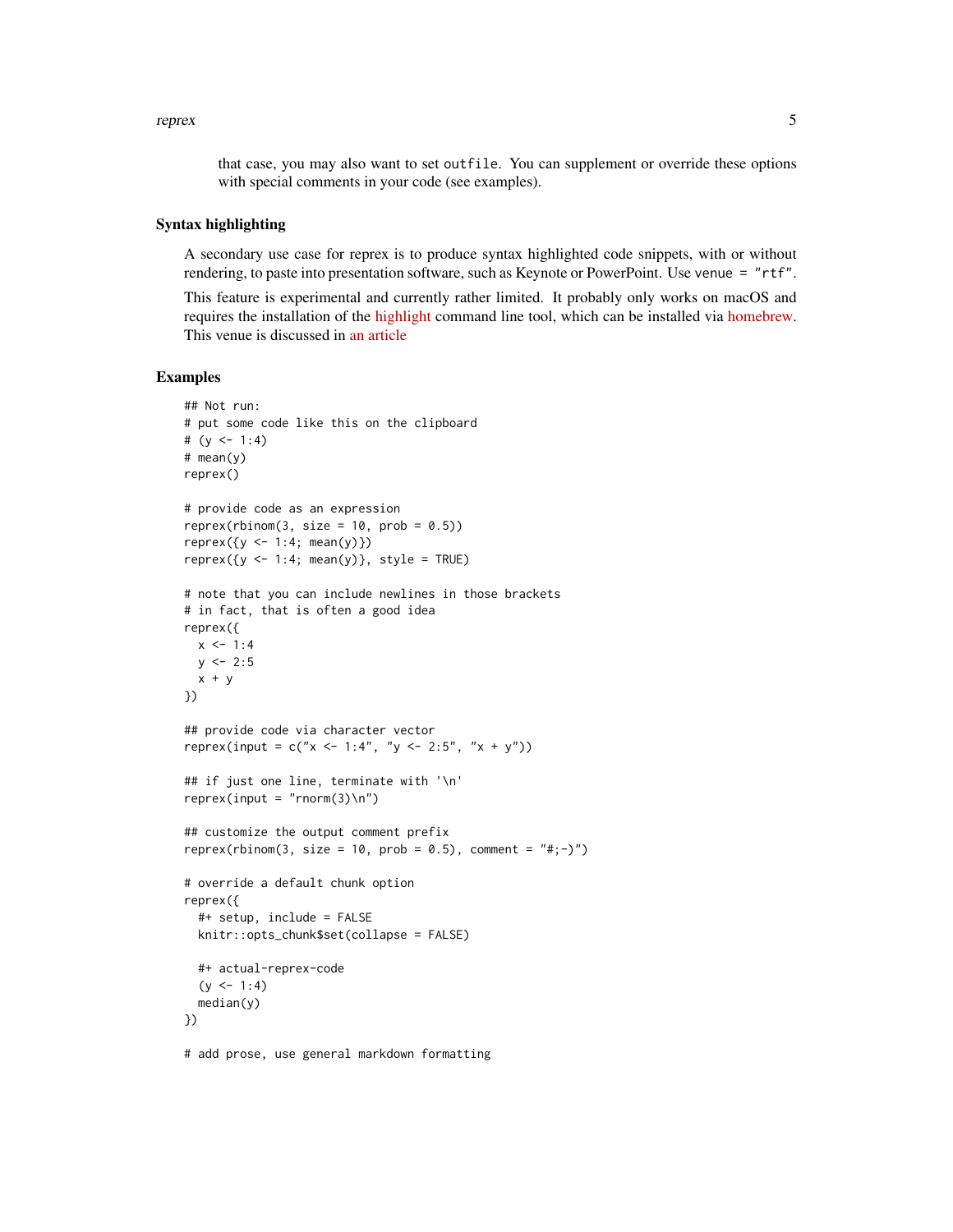that case, you may also want to set `outfile`. You can supplement or override these options with special comments in your code (see examples).

### Syntax highlighting

A secondary use case for reprex is to produce syntax highlighted code snippets, with or without rendering, to paste into presentation software, such as Keynote or PowerPoint. Use `venue = "rtf"`.

This feature is experimental and currently rather limited. It probably only works on macOS and requires the installation of the highlight command line tool, which can be installed via homebrew. This venue is discussed in an article

## Examples

```
## Not run:
# put some code like this on the clipboard
# (y <- 1:4)
# mean(y)
reprex()

# provide code as an expression
reprex(rbinom(3, size = 10, prob = 0.5))
reprex({y <- 1:4; mean(y)})
reprex({y <- 1:4; mean(y)}, style = TRUE)

# note that you can include newlines in those brackets
# in fact, that is often a good idea
reprex({
  x <- 1:4
  y <- 2:5
  x + y
})

## provide code via character vector
reprex(input = c("x <- 1:4", "y <- 2:5", "x + y"))

## if just one line, terminate with '\n'
reprex(input = "rnorm(3)\n")

## customize the output comment prefix
reprex(rbinom(3, size = 10, prob = 0.5), comment = "#;-)")

# override a default chunk option
reprex({
  #+ setup, include = FALSE
  knitr::opts_chunk$set(collapse = FALSE)

  #+ actual-reprex-code
  (y <- 1:4)
  median(y)
})

# add prose, use general markdown formatting
```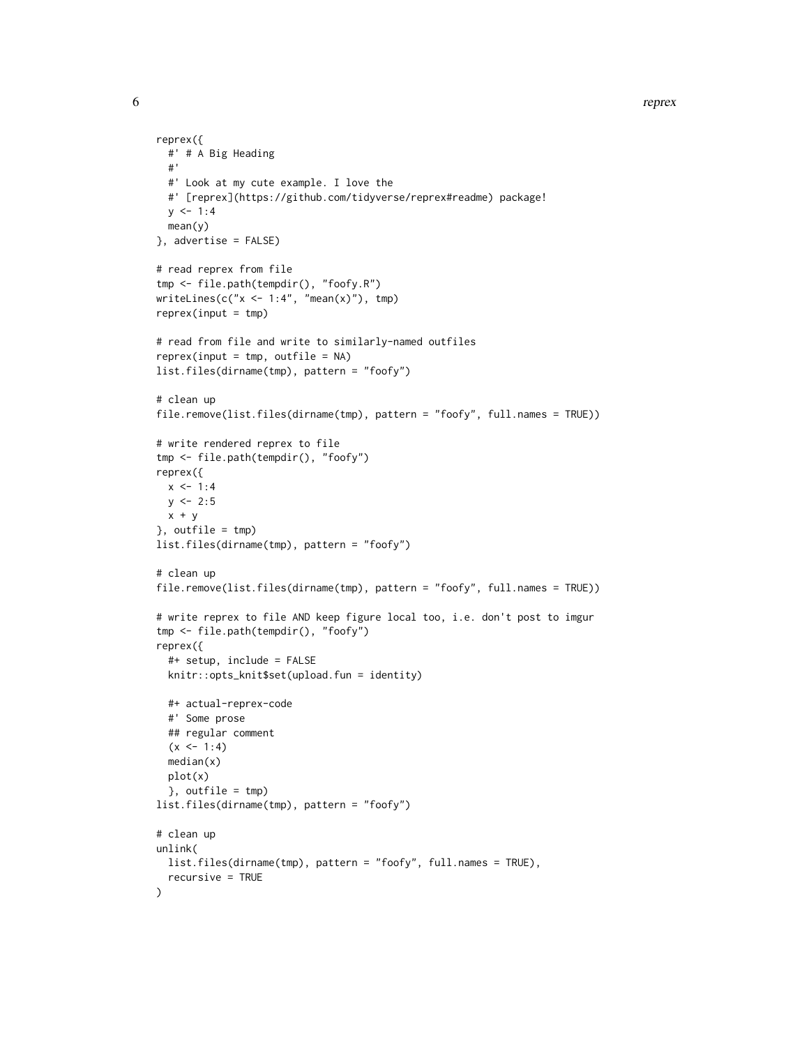```
reprex({
  #' # A Big Heading
  #'
  #' Look at my cute example. I love the
  #' [reprex](https://github.com/tidyverse/reprex#readme) package!
  y <- 1:4
  mean(y)
}, advertise = FALSE)

# read reprex from file
tmp <- file.path(tempdir(), "foofy.R")
writeLines(c("x <- 1:4", "mean(x)"), tmp)
reprex(input = tmp)

# read from file and write to similarly-named outfiles
reprex(input = tmp, outfile = NA)
list.files(dirname(tmp), pattern = "foofy")

# clean up
file.remove(list.files(dirname(tmp), pattern = "foofy", full.names = TRUE))

# write rendered reprex to file
tmp <- file.path(tempdir(), "foofy")
reprex({
  x <- 1:4
  y <- 2:5
  x + y
}, outfile = tmp)
list.files(dirname(tmp), pattern = "foofy")

# clean up
file.remove(list.files(dirname(tmp), pattern = "foofy", full.names = TRUE))

# write reprex to file AND keep figure local too, i.e. don't post to imgur
tmp <- file.path(tempdir(), "foofy")
reprex({
  #+ setup, include = FALSE
  knitr::opts_knit$set(upload.fun = identity)

  #+ actual-reprex-code
  #' Some prose
  ## regular comment
  (x <- 1:4)
  median(x)
  plot(x)
  }, outfile = tmp)
list.files(dirname(tmp), pattern = "foofy")

# clean up
unlink(
  list.files(dirname(tmp), pattern = "foofy", full.names = TRUE),
  recursive = TRUE
)
```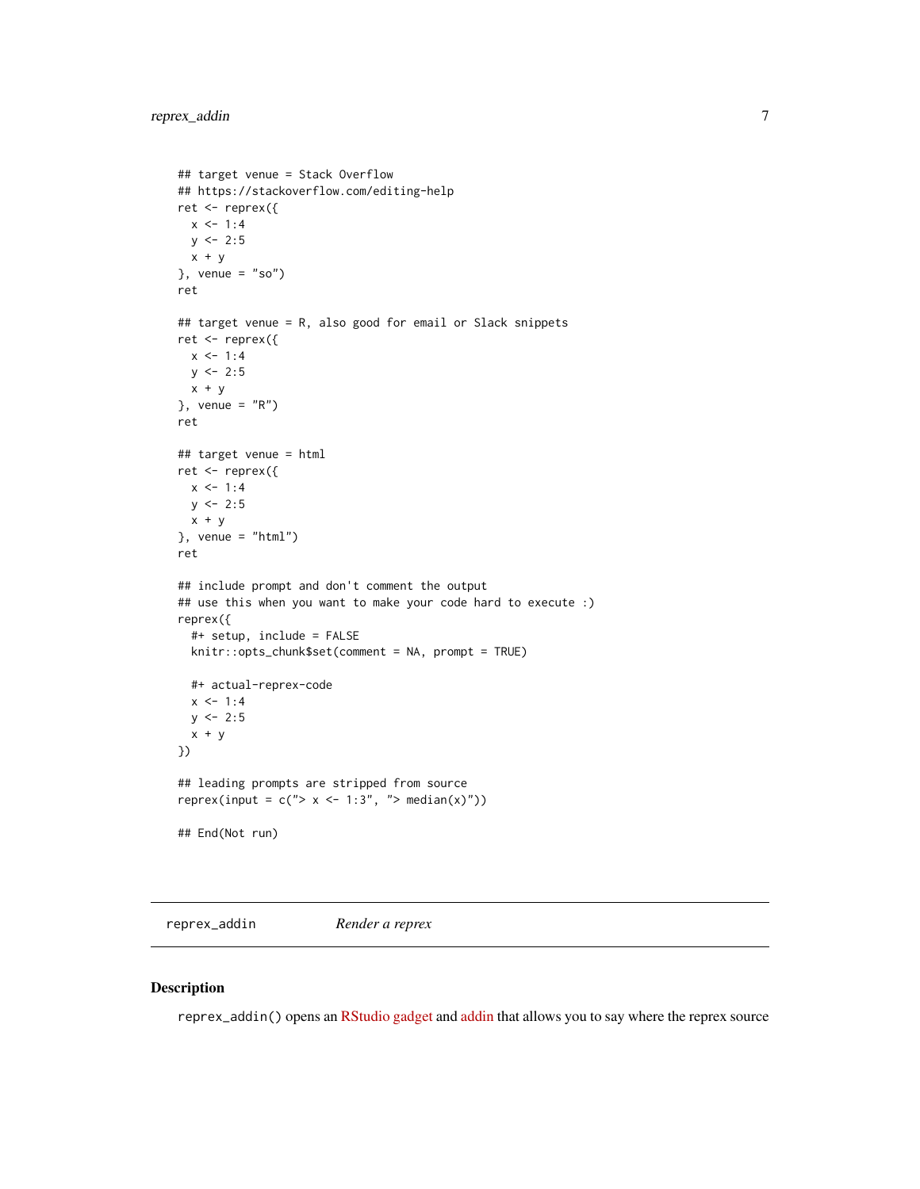```
## target venue = Stack Overflow
## https://stackoverflow.com/editing-help
ret <- reprex({
  x <- 1:4
  y <- 2:5
  x + y
}, venue = "so")
ret

## target venue = R, also good for email or Slack snippets
ret <- reprex({
  x <- 1:4
  y <- 2:5
  x + y
}, venue = "R")
ret

## target venue = html
ret <- reprex({
  x <- 1:4
  y <- 2:5
  x + y
}, venue = "html")
ret

## include prompt and don't comment the output
## use this when you want to make your code hard to execute :)
reprex({
  #+ setup, include = FALSE
  knitr::opts_chunk$set(comment = NA, prompt = TRUE)

  #+ actual-reprex-code
  x <- 1:4
  y <- 2:5
  x + y
})

## leading prompts are stripped from source
reprex(input = c("> x <- 1:3", "> median(x)"))

## End(Not run)
```

---

`reprex_addin` *Render a reprex*

---

## Description

`reprex_addin()` opens an RStudio gadget and addin that allows you to say where the reprex source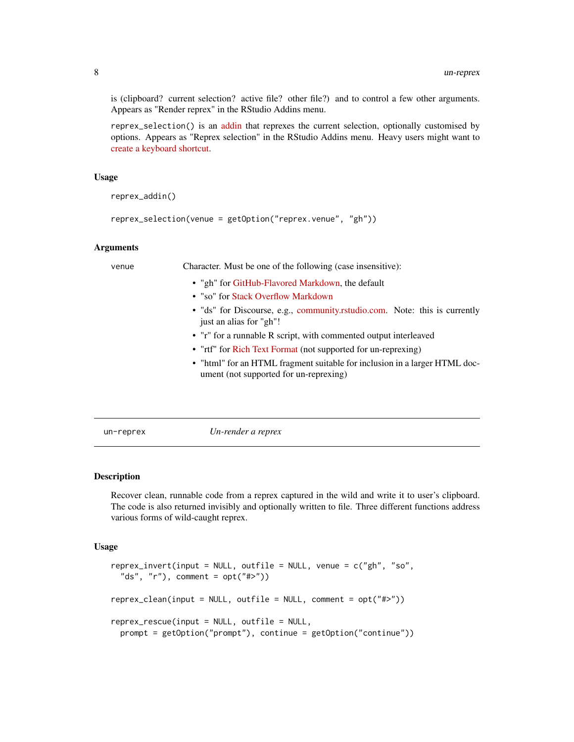is (clipboard? current selection? active file? other file?) and to control a few other arguments. Appears as "Render reprex" in the RStudio Addins menu.

reprex_selection() is an addin that reprexes the current selection, optionally customised by options. Appears as "Reprex selection" in the RStudio Addins menu. Heavy users might want to create a keyboard shortcut.

### Usage

```
reprex_addin()

reprex_selection(venue = getOption("reprex.venue", "gh"))
```

### Arguments

venue — Character. Must be one of the following (case insensitive):

- "gh" for GitHub-Flavored Markdown, the default
- "so" for Stack Overflow Markdown
- "ds" for Discourse, e.g., community.rstudio.com. Note: this is currently just an alias for "gh"!
- "r" for a runnable R script, with commented output interleaved
- "rtf" for Rich Text Format (not supported for un-reprexing)
- "html" for an HTML fragment suitable for inclusion in a larger HTML document (not supported for un-reprexing)

---

## un-reprex — *Un-render a reprex*

### Description

Recover clean, runnable code from a reprex captured in the wild and write it to user's clipboard. The code is also returned invisibly and optionally written to file. Three different functions address various forms of wild-caught reprex.

### Usage

```
reprex_invert(input = NULL, outfile = NULL, venue = c("gh", "so",
  "ds", "r"), comment = opt("#>"))

reprex_clean(input = NULL, outfile = NULL, comment = opt("#>"))

reprex_rescue(input = NULL, outfile = NULL,
  prompt = getOption("prompt"), continue = getOption("continue"))
```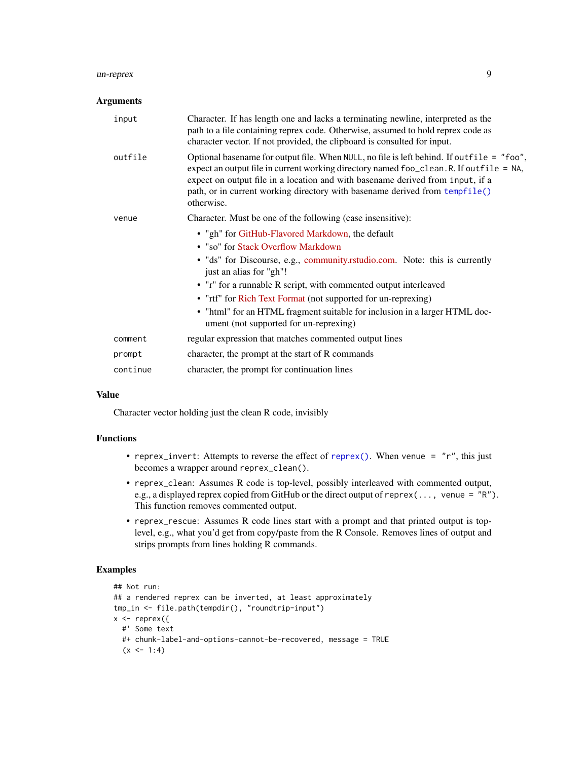### Arguments

| | |
|---|---|
| `input` | Character. If has length one and lacks a terminating newline, interpreted as the path to a file containing reprex code. Otherwise, assumed to hold reprex code as character vector. If not provided, the clipboard is consulted for input. |
| `outfile` | Optional basename for output file. When `NULL`, no file is left behind. If `outfile = "foo"`, expect an output file in current working directory named `foo_clean.R`. If `outfile = NA`, expect on output file in a location and with basename derived from `input`, if a path, or in current working directory with basename derived from `tempfile()` otherwise. |
| `venue` | Character. Must be one of the following (case insensitive):<br>• "gh" for GitHub-Flavored Markdown, the default<br>• "so" for Stack Overflow Markdown<br>• "ds" for Discourse, e.g., community.rstudio.com. Note: this is currently just an alias for "gh"!<br>• "r" for a runnable R script, with commented output interleaved<br>• "rtf" for Rich Text Format (not supported for un-reprexing)<br>• "html" for an HTML fragment suitable for inclusion in a larger HTML document (not supported for un-reprexing) |
| `comment` | regular expression that matches commented output lines |
| `prompt` | character, the prompt at the start of R commands |
| `continue` | character, the prompt for continuation lines |

### Value

Character vector holding just the clean R code, invisibly

### Functions

- `reprex_invert`: Attempts to reverse the effect of `reprex()`. When `venue = "r"`, this just becomes a wrapper around `reprex_clean()`.
- `reprex_clean`: Assumes R code is top-level, possibly interleaved with commented output, e.g., a displayed reprex copied from GitHub or the direct output of `reprex(..., venue = "R")`. This function removes commented output.
- `reprex_rescue`: Assumes R code lines start with a prompt and that printed output is top-level, e.g., what you'd get from copy/paste from the R Console. Removes lines of output and strips prompts from lines holding R commands.

### Examples

```
## Not run:
## a rendered reprex can be inverted, at least approximately
tmp_in <- file.path(tempdir(), "roundtrip-input")
x <- reprex({
  #' Some text
  #+ chunk-label-and-options-cannot-be-recovered, message = TRUE
  (x <- 1:4)
```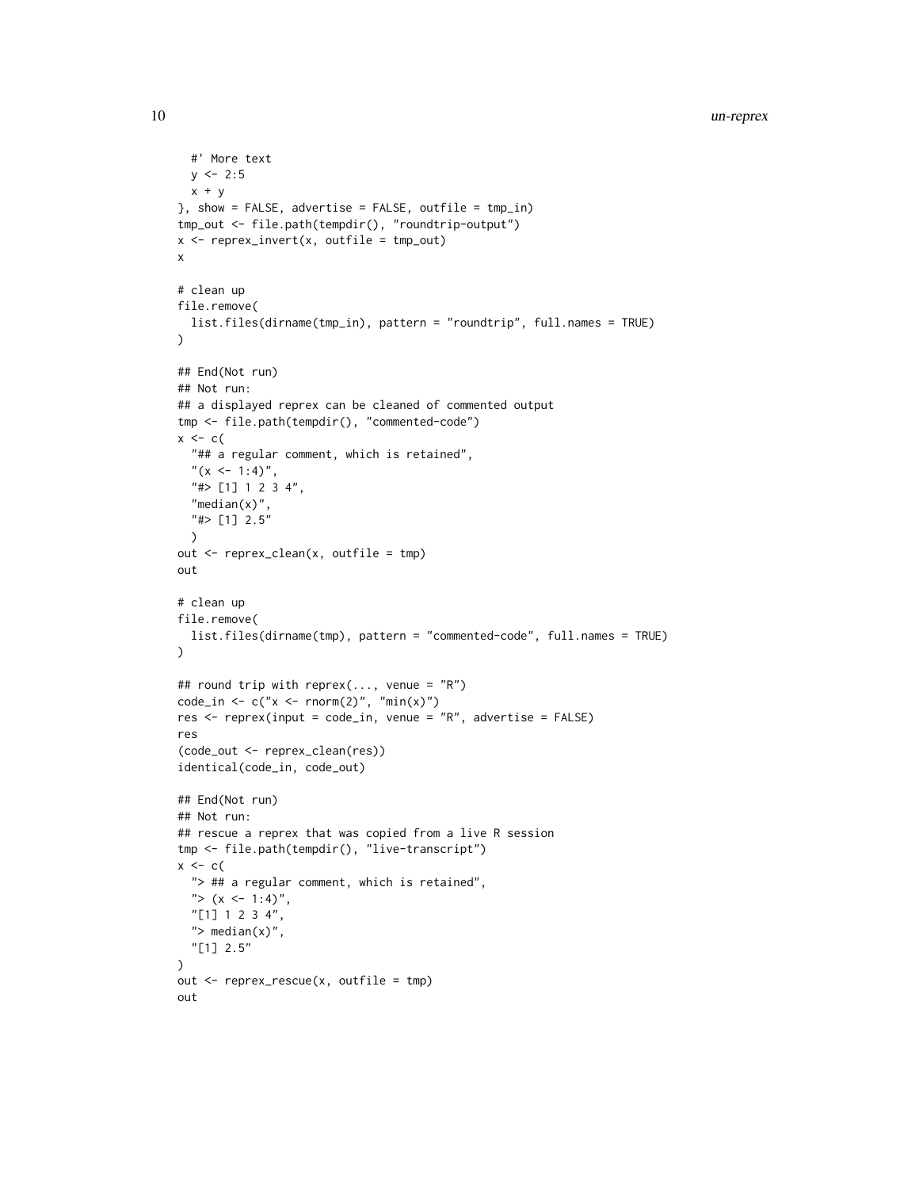```
  #' More text
  y <- 2:5
  x + y
}, show = FALSE, advertise = FALSE, outfile = tmp_in)
tmp_out <- file.path(tempdir(), "roundtrip-output")
x <- reprex_invert(x, outfile = tmp_out)
x

# clean up
file.remove(
  list.files(dirname(tmp_in), pattern = "roundtrip", full.names = TRUE)
)

## End(Not run)
## Not run:
## a displayed reprex can be cleaned of commented output
tmp <- file.path(tempdir(), "commented-code")
x <- c(
  "## a regular comment, which is retained",
  "(x <- 1:4)",
  "#> [1] 1 2 3 4",
  "median(x)",
  "#> [1] 2.5"
  )
out <- reprex_clean(x, outfile = tmp)
out

# clean up
file.remove(
  list.files(dirname(tmp), pattern = "commented-code", full.names = TRUE)
)

## round trip with reprex(..., venue = "R")
code_in <- c("x <- rnorm(2)", "min(x)")
res <- reprex(input = code_in, venue = "R", advertise = FALSE)
res
(code_out <- reprex_clean(res))
identical(code_in, code_out)

## End(Not run)
## Not run:
## rescue a reprex that was copied from a live R session
tmp <- file.path(tempdir(), "live-transcript")
x <- c(
  "> ## a regular comment, which is retained",
  "> (x <- 1:4)",
  "[1] 1 2 3 4",
  "> median(x)",
  "[1] 2.5"
)
out <- reprex_rescue(x, outfile = tmp)
out
```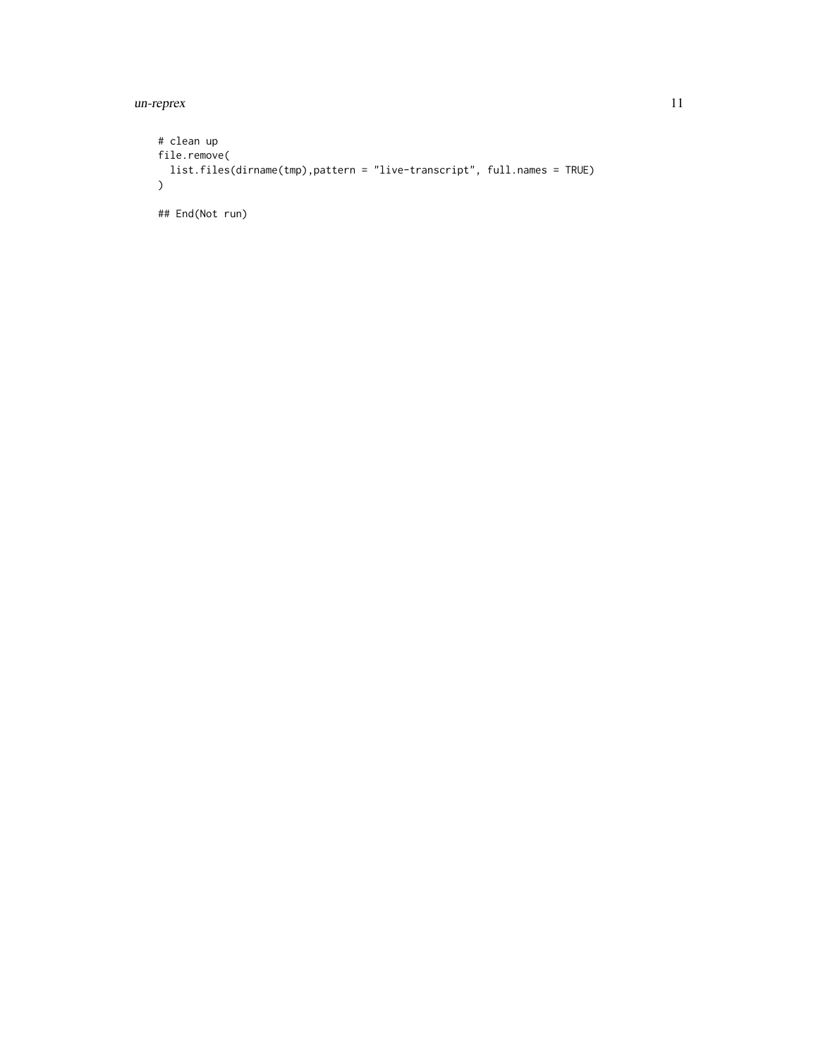```
# clean up
file.remove(
  list.files(dirname(tmp),pattern = "live-transcript", full.names = TRUE)
)

## End(Not run)
```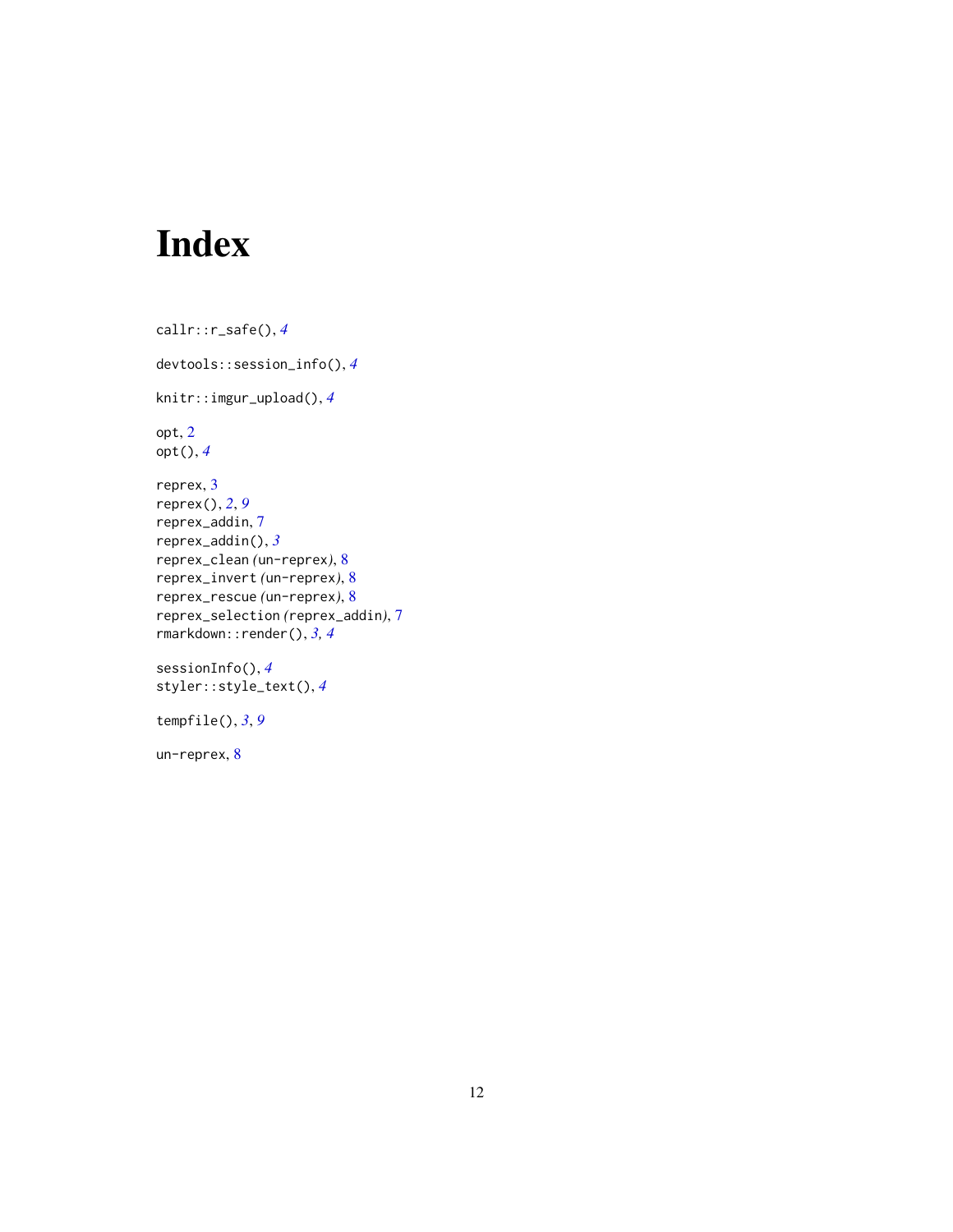# Index

callr::r_safe(), *4*

devtools::session_info(), *4*

knitr::imgur_upload(), *4*

opt, 2
opt(), *4*

reprex, 3
reprex(), *2*, *9*
reprex_addin, 7
reprex_addin(), *3*
reprex_clean *(*un-reprex*)*, 8
reprex_invert *(*un-reprex*)*, 8
reprex_rescue *(*un-reprex*)*, 8
reprex_selection *(*reprex_addin*)*, 7
rmarkdown::render(), *3, 4*

sessionInfo(), *4*
styler::style_text(), *4*

tempfile(), *3*, *9*

un-reprex, 8